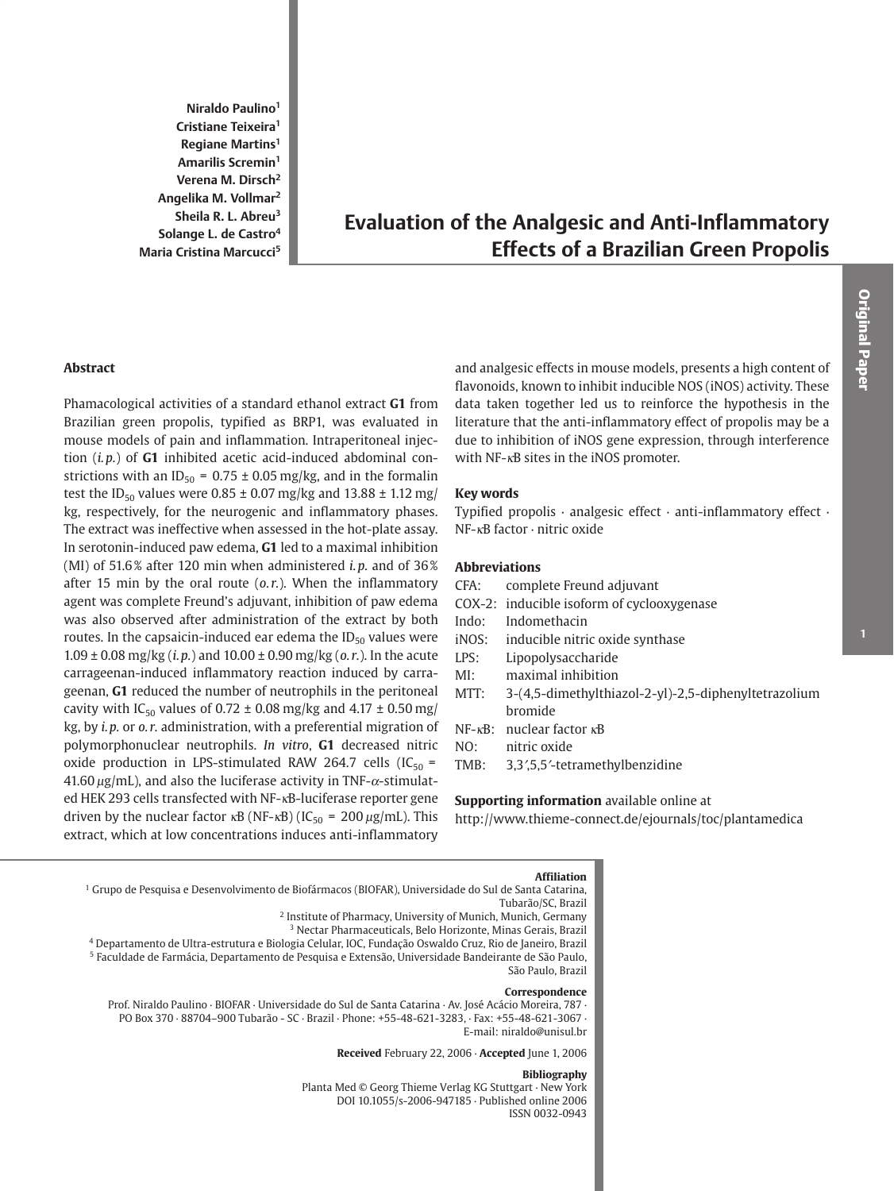Niraldo Paulino[1]
Cristiane Teixeira[1]
Regiane Martins[1]
Amarilis Scremin[1]
Verena M. Dirsch[2]
Angelika M. Vollmar[2]
Sheila R. L. Abreu[3]
Solange L. de Castro[4]
Maria Cristina Marcucci[5]

# Evaluation of the Analgesic and Anti-Inflammatory Effects of a Brazilian Green Propolis

Original Paper

## Abstract

Phamacological activities of a standard ethanol extract **G1** from Brazilian green propolis, typified as BRP1, was evaluated in mouse models of pain and inflammation. Intraperitoneal injection (*i.p.*) of **G1** inhibited acetic acid-induced abdominal constrictions with an $ID_{50}$ = 0.75 ± 0.05 mg/kg, and in the formalin test the $ID_{50}$ values were 0.85 ± 0.07 mg/kg and 13.88 ± 1.12 mg/kg, respectively, for the neurogenic and inflammatory phases. The extract was ineffective when assessed in the hot-plate assay. In serotonin-induced paw edema, **G1** led to a maximal inhibition (MI) of 51.6% after 120 min when administered *i.p.* and of 36% after 15 min by the oral route (*o.r.*). When the inflammatory agent was complete Freund's adjuvant, inhibition of paw edema was also observed after administration of the extract by both routes. In the capsaicin-induced ear edema the $ID_{50}$ values were 1.09 ± 0.08 mg/kg (*i.p.*) and 10.00 ± 0.90 mg/kg (*o.r.*). In the acute carrageenan-induced inflammatory reaction induced by carrageenan, **G1** reduced the number of neutrophils in the peritoneal cavity with $IC_{50}$ values of 0.72 ± 0.08 mg/kg and 4.17 ± 0.50 mg/kg, by *i.p.* or *o.r.* administration, with a preferential migration of polymorphonuclear neutrophils. *In vitro*, **G1** decreased nitric oxide production in LPS-stimulated RAW 264.7 cells ($IC_{50}$ = 41.60 μg/mL), and also the luciferase activity in TNF-α-stimulated HEK 293 cells transfected with NF-κB-luciferase reporter gene driven by the nuclear factor κB (NF-κB) ($IC_{50}$ = 200 μg/mL). This extract, which at low concentrations induces anti-inflammatory and analgesic effects in mouse models, presents a high content of flavonoids, known to inhibit inducible NOS (iNOS) activity. These data taken together led us to reinforce the hypothesis in the literature that the anti-inflammatory effect of propolis may be a due to inhibition of iNOS gene expression, through interference with NF-κB sites in the iNOS promoter.

### Key words

Typified propolis · analgesic effect · anti-inflammatory effect · NF-κB factor · nitric oxide

### Abbreviations

- CFA: complete Freund adjuvant
- COX-2: inducible isoform of cyclooxygenase
- Indo: Indomethacin
- iNOS: inducible nitric oxide synthase
- LPS: Lipopolysaccharide
- MI: maximal inhibition
- MTT: 3-(4,5-dimethylthiazol-2-yl)-2,5-diphenyltetrazolium bromide
- NF-κB: nuclear factor κB
- NO: nitric oxide
- TMB: 3,3′,5,5′-tetramethylbenzidine

**Supporting information** available online at http://www.thieme-connect.de/ejournals/toc/plantamedica

**Affiliation**

[1] Grupo de Pesquisa e Desenvolvimento de Biofármacos (BIOFAR), Universidade do Sul de Santa Catarina, Tubarão/SC, Brazil
[2] Institute of Pharmacy, University of Munich, Munich, Germany
[3] Nectar Pharmaceuticals, Belo Horizonte, Minas Gerais, Brazil
[4] Departamento de Ultra-estrutura e Biologia Celular, IOC, Fundação Oswaldo Cruz, Rio de Janeiro, Brazil
[5] Faculdade de Farmácia, Departamento de Pesquisa e Extensão, Universidade Bandeirante de São Paulo, São Paulo, Brazil

**Correspondence**

Prof. Niraldo Paulino · BIOFAR · Universidade do Sul de Santa Catarina · Av. José Acácio Moreira, 787 · PO Box 370 · 88704–900 Tubarão - SC · Brazil · Phone: +55-48-621-3283, · Fax: +55-48-621-3067 · E-mail: niraldo@unisul.br

**Received** February 22, 2006 · **Accepted** June 1, 2006

**Bibliography**

Planta Med © Georg Thieme Verlag KG Stuttgart · New York
DOI 10.1055/s-2006-947185 · Published online 2006
ISSN 0032-0943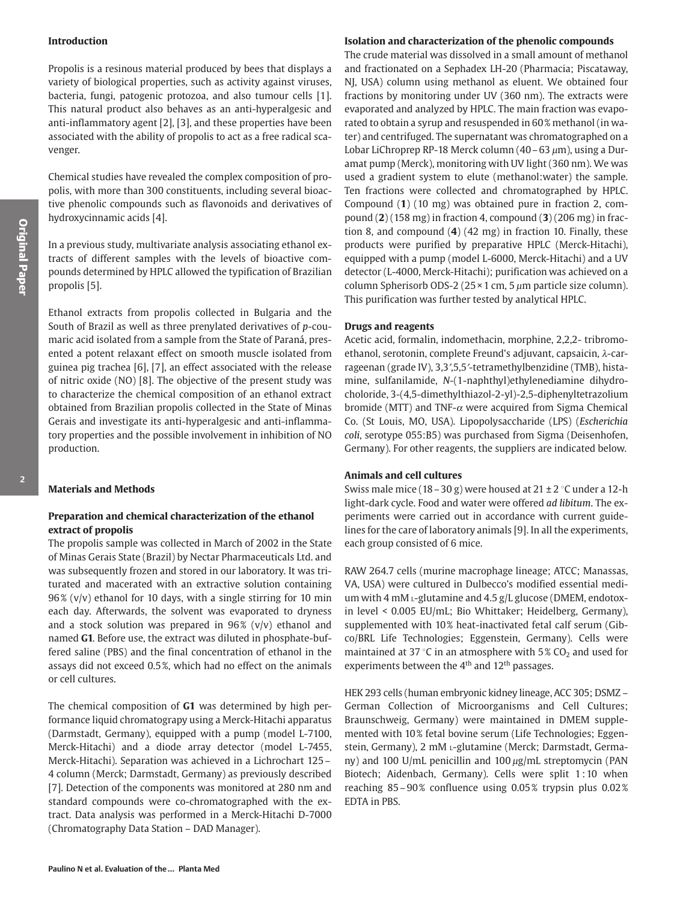## Introduction

Propolis is a resinous material produced by bees that displays a variety of biological properties, such as activity against viruses, bacteria, fungi, patogenic protozoa, and also tumour cells [1]. This natural product also behaves as an anti-hyperalgesic and anti-inflammatory agent [2], [3], and these properties have been associated with the ability of propolis to act as a free radical scavenger.

Chemical studies have revealed the complex composition of propolis, with more than 300 constituents, including several bioactive phenolic compounds such as flavonoids and derivatives of hydroxycinnamic acids [4].

In a previous study, multivariate analysis associating ethanol extracts of different samples with the levels of bioactive compounds determined by HPLC allowed the typification of Brazilian propolis [5].

Ethanol extracts from propolis collected in Bulgaria and the South of Brazil as well as three prenylated derivatives of *p*-coumaric acid isolated from a sample from the State of Paraná, presented a potent relaxant effect on smooth muscle isolated from guinea pig trachea [6], [7], an effect associated with the release of nitric oxide (NO) [8]. The objective of the present study was to characterize the chemical composition of an ethanol extract obtained from Brazilian propolis collected in the State of Minas Gerais and investigate its anti-hyperalgesic and anti-inflammatory properties and the possible involvement in inhibition of NO production.

## Materials and Methods

### Preparation and chemical characterization of the ethanol extract of propolis

The propolis sample was collected in March of 2002 in the State of Minas Gerais State (Brazil) by Nectar Pharmaceuticals Ltd. and was subsequently frozen and stored in our laboratory. It was triturated and macerated with an extractive solution containing 96% (v/v) ethanol for 10 days, with a single stirring for 10 min each day. Afterwards, the solvent was evaporated to dryness and a stock solution was prepared in 96% (v/v) ethanol and named **G1**. Before use, the extract was diluted in phosphate-buffered saline (PBS) and the final concentration of ethanol in the assays did not exceed 0.5%, which had no effect on the animals or cell cultures.

The chemical composition of **G1** was determined by high performance liquid chromatograpy using a Merck-Hitachi apparatus (Darmstadt, Germany), equipped with a pump (model L-7100, Merck-Hitachi) and a diode array detector (model L-7455, Merck-Hitachi). Separation was achieved in a Lichrochart 125–4 column (Merck; Darmstadt, Germany) as previously described [7]. Detection of the components was monitored at 280 nm and standard compounds were co-chromatographed with the extract. Data analysis was performed in a Merck-Hitachi D-7000 (Chromatography Data Station – DAD Manager).

### Isolation and characterization of the phenolic compounds

The crude material was dissolved in a small amount of methanol and fractionated on a Sephadex LH-20 (Pharmacia; Piscataway, NJ, USA) column using methanol as eluent. We obtained four fractions by monitoring under UV (360 nm). The extracts were evaporated and analyzed by HPLC. The main fraction was evaporated to obtain a syrup and resuspended in 60% methanol (in water) and centrifuged. The supernatant was chromatographed on a Lobar LiChroprep RP-18 Merck column (40–63 $\mu$m), using a Duramat pump (Merck), monitoring with UV light (360 nm). We was used a gradient system to elute (methanol:water) the sample. Ten fractions were collected and chromatographed by HPLC. Compound (**1**) (10 mg) was obtained pure in fraction 2, compound (**2**) (158 mg) in fraction 4, compound (**3**) (206 mg) in fraction 8, and compound (**4**) (42 mg) in fraction 10. Finally, these products were purified by preparative HPLC (Merck-Hitachi), equipped with a pump (model L-6000, Merck-Hitachi) and a UV detector (L-4000, Merck-Hitachi); purification was achieved on a column Spherisorb ODS-2 (25 × 1 cm, 5 $\mu$m particle size column). This purification was further tested by analytical HPLC.

### Drugs and reagents

Acetic acid, formalin, indomethacin, morphine, 2,2,2- tribromoethanol, serotonin, complete Freund's adjuvant, capsaicin, $\lambda$-carrageenan (grade IV), 3,3′,5,5′-tetramethylbenzidine (TMB), histamine, sulfanilamide, *N*-(1-naphthyl)ethylenediamine dihydrochoride, 3-(4,5-dimethylthiazol-2-yl)-2,5-diphenyltetrazolium bromide (MTT) and TNF-$\alpha$ were acquired from Sigma Chemical Co. (St Louis, MO, USA). Lipopolysaccharide (LPS) (*Escherichia coli*, serotype 055:B5) was purchased from Sigma (Deisenhofen, Germany). For other reagents, the suppliers are indicated below.

### Animals and cell cultures

Swiss male mice (18–30 g) were housed at 21 ± 2 °C under a 12-h light-dark cycle. Food and water were offered *ad libitum*. The experiments were carried out in accordance with current guidelines for the care of laboratory animals [9]. In all the experiments, each group consisted of 6 mice.

RAW 264.7 cells (murine macrophage lineage; ATCC; Manassas, VA, USA) were cultured in Dulbecco's modified essential medium with 4 mM L-glutamine and 4.5 g/L glucose (DMEM, endotoxin level < 0.005 EU/mL; Bio Whittaker; Heidelberg, Germany), supplemented with 10% heat-inactivated fetal calf serum (Gibco/BRL Life Technologies; Eggenstein, Germany). Cells were maintained at 37 °C in an atmosphere with 5% $CO_2$ and used for experiments between the 4th and 12th passages.

HEK 293 cells (human embryonic kidney lineage, ACC 305; DSMZ – German Collection of Microorganisms and Cell Cultures; Braunschweig, Germany) were maintained in DMEM supplemented with 10% fetal bovine serum (Life Technologies; Eggenstein, Germany), 2 mM L-glutamine (Merck; Darmstadt, Germany) and 100 U/mL penicillin and 100 $\mu$g/mL streptomycin (PAN Biotech; Aidenbach, Germany). Cells were split 1 : 10 when reaching 85–90% confluence using 0.05% trypsin plus 0.02% EDTA in PBS.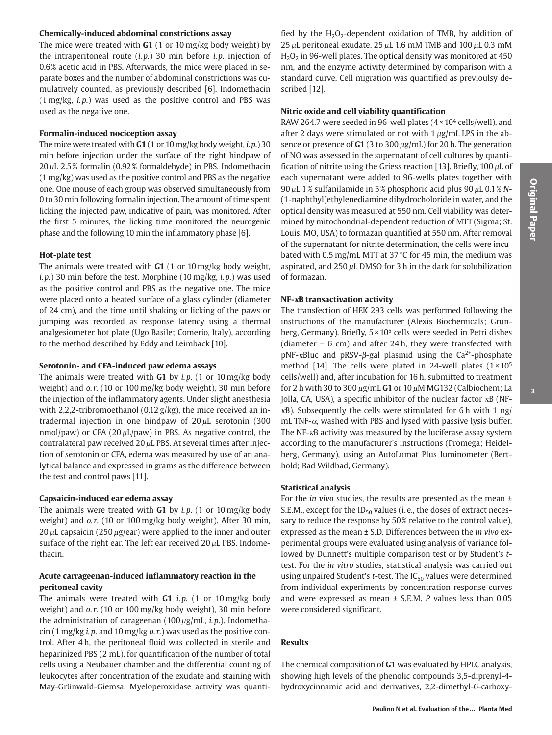#### Chemically-induced abdominal constrictions assay

The mice were treated with **G1** (1 or 10 mg/kg body weight) by the intraperitoneal route (*i.p.*) 30 min before *i.p.* injection of 0.6% acetic acid in PBS. Afterwards, the mice were placed in separate boxes and the number of abdominal constrictions was cumulatively counted, as previously described [6]. Indomethacin (1 mg/kg, *i.p.*) was used as the positive control and PBS was used as the negative one.

#### Formalin-induced nociception assay

The mice were treated with **G1** (1 or 10 mg/kg body weight, *i.p.*) 30 min before injection under the surface of the right hindpaw of 20 µL 2.5% formalin (0.92% formaldehyde) in PBS. Indomethacin (1 mg/kg) was used as the positive control and PBS as the negative one. One mouse of each group was observed simultaneously from 0 to 30 min following formalin injection. The amount of time spent licking the injected paw, indicative of pain, was monitored. After the first 5 minutes, the licking time monitored the neurogenic phase and the following 10 min the inflammatory phase [6].

#### Hot-plate test

The animals were treated with **G1** (1 or 10 mg/kg body weight, *i.p.*) 30 min before the test. Morphine (10 mg/kg, *i.p.*) was used as the positive control and PBS as the negative one. The mice were placed onto a heated surface of a glass cylinder (diameter of 24 cm), and the time until shaking or licking of the paws or jumping was recorded as response latency using a thermal analgesiometer hot plate (Ugo Basile; Comerio, Italy), according to the method described by Eddy and Leimback [10].

#### Serotonin- and CFA-induced paw edema assays

The animals were treated with **G1** by *i.p.* (1 or 10 mg/kg body weight) and *o.r.* (10 or 100 mg/kg body weight), 30 min before the injection of the inflammatory agents. Under slight anesthesia with 2,2,2-tribromoethanol (0.12 g/kg), the mice received an intradermal injection in one hindpaw of 20 µL serotonin (300 nmol/paw) or CFA (20 µL/paw) in PBS. As negative control, the contralateral paw received 20 µL PBS. At several times after injection of serotonin or CFA, edema was measured by use of an analytical balance and expressed in grams as the difference between the test and control paws [11].

#### Capsaicin-induced ear edema assay

The animals were treated with **G1** by *i.p.* (1 or 10 mg/kg body weight) and *o.r.* (10 or 100 mg/kg body weight). After 30 min, 20 µL capsaicin (250 µg/ear) were applied to the inner and outer surface of the right ear. The left ear received 20 µL PBS. Indomethacin.

#### Acute carrageenan-induced inflammatory reaction in the peritoneal cavity

The animals were treated with **G1** *i.p.* (1 or 10 mg/kg body weight) and *o.r.* (10 or 100 mg/kg body weight), 30 min before the administration of carageenan (100 µg/mL, *i.p.*). Indomethacin (1 mg/kg *i.p.* and 10 mg/kg *o.r.*) was used as the positive control. After 4 h, the peritoneal fluid was collected in sterile and heparinized PBS (2 mL), for quantification of the number of total cells using a Neubauer chamber and the differential counting of leukocytes after concentration of the exudate and staining with May-Grünwald-Giemsa. Myeloperoxidase activity was quantified by the $H_2O_2$-dependent oxidation of TMB, by addition of 25 µL peritoneal exudate, 25 µL 1.6 mM TMB and 100 µL 0.3 mM $H_2O_2$ in 96-well plates. The optical density was monitored at 450 nm, and the enzyme activity determined by comparison with a standard curve. Cell migration was quantified as previoulsy described [12].

#### Nitric oxide and cell viability quantification

RAW 264.7 were seeded in 96-well plates ($4 \times 10^4$ cells/well), and after 2 days were stimulated or not with 1 µg/mL LPS in the absence or presence of **G1** (3 to 300 µg/mL) for 20 h. The generation of NO was assessed in the supernatant of cell cultures by quantification of nitrite using the Griess reaction [13]. Briefly, 100 µL of each supernatant were added to 96-wells plates together with 90 µL 1% sulfanilamide in 5% phosphoric acid plus 90 µL 0.1% *N*-(1-naphthyl)ethylenediamine dihydrocholoride in water, and the optical density was measured at 550 nm. Cell viability was determined by mitochondrial-dependent reduction of MTT (Sigma; St. Louis, MO, USA) to formazan quantified at 550 nm. After removal of the supernatant for nitrite determination, the cells were incubated with 0.5 mg/mL MTT at 37 °C for 45 min, the medium was aspirated, and 250 µL DMSO for 3 h in the dark for solubilization of formazan.

#### NF-κB transactivation activity

The transfection of HEK 293 cells was performed following the instructions of the manufacturer (Alexis Biochemicals; Grünberg, Germany). Briefly, $5 \times 10^5$ cells were seeded in Petri dishes (diameter = 6 cm) and after 24 h, they were transfected with pNF-κBluc and pRSV-β-gal plasmid using the $Ca^{2+}$-phosphate method [14]. The cells were plated in 24-well plates ($1 \times 10^5$ cells/well) and, after incubation for 16 h, submitted to treatment for 2 h with 30 to 300 µg/mL **G1** or 10 µM MG132 (Calbiochem; La Jolla, CA, USA), a specific inhibitor of the nuclear factor κB (NF-κB). Subsequently the cells were stimulated for 6 h with 1 ng/mL TNF-α, washed with PBS and lysed with passive lysis buffer. The NF-κB activity was measured by the luciferase assay system according to the manufacturer's instructions (Promega; Heidelberg, Germany), using an AutoLumat Plus luminometer (Berthold; Bad Wildbad, Germany).

#### Statistical analysis

For the *in vivo* studies, the results are presented as the mean ± S.E.M., except for the $ID_{50}$ values (i.e., the doses of extract necessary to reduce the response by 50% relative to the control value), expressed as the mean ± S.D. Differences between the *in vivo* experimental groups were evaluated using analysis of variance followed by Dunnett's multiple comparison test or by Student's *t*-test. For the *in vitro* studies, statistical analysis was carried out using unpaired Student's *t*-test. The $IC_{50}$ values were determined from individual experiments by concentration-response curves and were expressed as mean ± S.E.M. *P* values less than 0.05 were considered significant.

### Results

The chemical composition of **G1** was evaluated by HPLC analysis, showing high levels of the phenolic compounds 3,5-diprenyl-4-hydroxycinnamic acid and derivatives, 2,2-dimethyl-6-carboxy-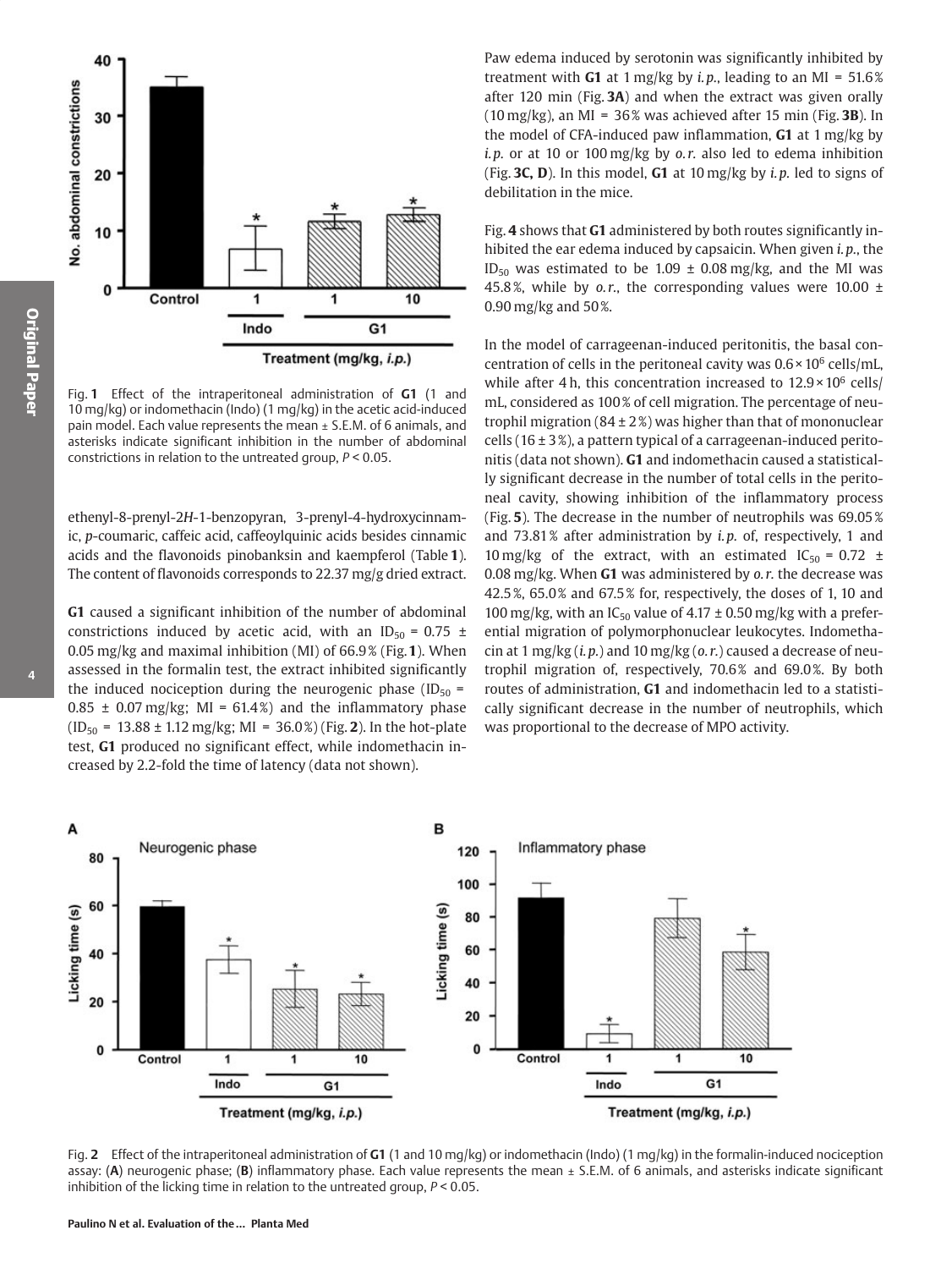Fig. 1 Effect of the intraperitoneal administration of **G1** (1 and 10 mg/kg) or indomethacin (Indo) (1 mg/kg) in the acetic acid-induced pain model. Each value represents the mean ± S.E.M. of 6 animals, and asterisks indicate significant inhibition in the number of abdominal constrictions in relation to the untreated group, $P < 0.05$.

ethenyl-8-prenyl-2*H*-1-benzopyran, 3-prenyl-4-hydroxycinnamic, *p*-coumaric, caffeic acid, caffeoylquinic acids besides cinnamic acids and the flavonoids pinobanksin and kaempferol (Table **1**). The content of flavonoids corresponds to 22.37 mg/g dried extract.

**G1** caused a significant inhibition of the number of abdominal constrictions induced by acetic acid, with an $ID_{50} = 0.75 \pm 0.05$ mg/kg and maximal inhibition (MI) of 66.9% (Fig. **1**). When assessed in the formalin test, the extract inhibited significantly the induced nociception during the neurogenic phase ($ID_{50} = 0.85 \pm 0.07$ mg/kg; MI = 61.4%) and the inflammatory phase ($ID_{50} = 13.88 \pm 1.12$ mg/kg; MI = 36.0%) (Fig. **2**). In the hot-plate test, **G1** produced no significant effect, while indomethacin increased by 2.2-fold the time of latency (data not shown).

Paw edema induced by serotonin was significantly inhibited by treatment with **G1** at 1 mg/kg by *i. p.*, leading to an MI = 51.6% after 120 min (Fig. **3A**) and when the extract was given orally (10 mg/kg), an MI = 36% was achieved after 15 min (Fig. **3B**). In the model of CFA-induced paw inflammation, **G1** at 1 mg/kg by *i. p.* or at 10 or 100 mg/kg by *o. r.* also led to edema inhibition (Fig. **3C, D**). In this model, **G1** at 10 mg/kg by *i. p.* led to signs of debilitation in the mice.

Fig. **4** shows that **G1** administered by both routes significantly inhibited the ear edema induced by capsaicin. When given *i. p.*, the $ID_{50}$ was estimated to be $1.09 \pm 0.08$ mg/kg, and the MI was 45.8%, while by *o. r.*, the corresponding values were $10.00 \pm 0.90$ mg/kg and 50%.

In the model of carrageenan-induced peritonitis, the basal concentration of cells in the peritoneal cavity was $0.6 \times 10^6$ cells/mL, while after 4 h, this concentration increased to $12.9 \times 10^6$ cells/mL, considered as 100% of cell migration. The percentage of neutrophil migration (84 ± 2%) was higher than that of mononuclear cells (16 ± 3%), a pattern typical of a carrageenan-induced peritonitis (data not shown). **G1** and indomethacin caused a statistically significant decrease in the number of total cells in the peritoneal cavity, showing inhibition of the inflammatory process (Fig. **5**). The decrease in the number of neutrophils was 69.05% and 73.81% after administration by *i. p.* of, respectively, 1 and 10 mg/kg of the extract, with an estimated $IC_{50} = 0.72 \pm 0.08$ mg/kg. When **G1** was administered by *o. r.* the decrease was 42.5%, 65.0% and 67.5% for, respectively, the doses of 1, 10 and 100 mg/kg, with an $IC_{50}$ value of $4.17 \pm 0.50$ mg/kg with a preferential migration of polymorphonuclear leukocytes. Indomethacin at 1 mg/kg (*i. p.*) and 10 mg/kg (*o. r.*) caused a decrease of neutrophil migration of, respectively, 70.6% and 69.0%. By both routes of administration, **G1** and indomethacin led to a statistically significant decrease in the number of neutrophils, which was proportional to the decrease of MPO activity.

Fig. 2 Effect of the intraperitoneal administration of **G1** (1 and 10 mg/kg) or indomethacin (Indo) (1 mg/kg) in the formalin-induced nociception assay: (**A**) neurogenic phase; (**B**) inflammatory phase. Each value represents the mean ± S.E.M. of 6 animals, and asterisks indicate significant inhibition of the licking time in relation to the untreated group, $P < 0.05$.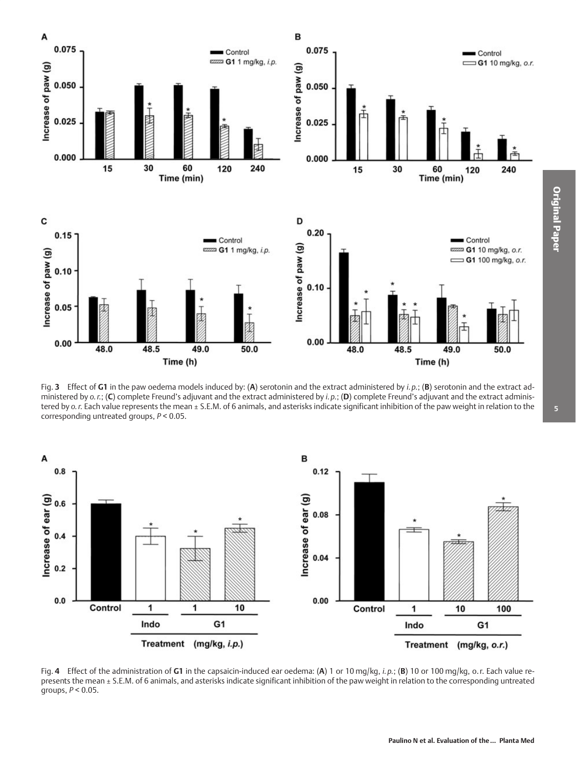Fig. 3 Effect of **G1** in the paw oedema models induced by: (**A**) serotonin and the extract administered by *i. p.*; (**B**) serotonin and the extract administered by *o. r.*; (**C**) complete Freund's adjuvant and the extract administered by *i. p.*; (**D**) complete Freund's adjuvant and the extract administered by *o. r.* Each value represents the mean ± S.E.M. of 6 animals, and asterisks indicate significant inhibition of the paw weight in relation to the corresponding untreated groups, $P < 0.05$.

Fig. 4 Effect of the administration of **G1** in the capsaicin-induced ear oedema: (**A**) 1 or 10 mg/kg, *i. p.*; (**B**) 10 or 100 mg/kg, o. r. Each value represents the mean ± S.E.M. of 6 animals, and asterisks indicate significant inhibition of the paw weight in relation to the corresponding untreated groups, $P < 0.05$.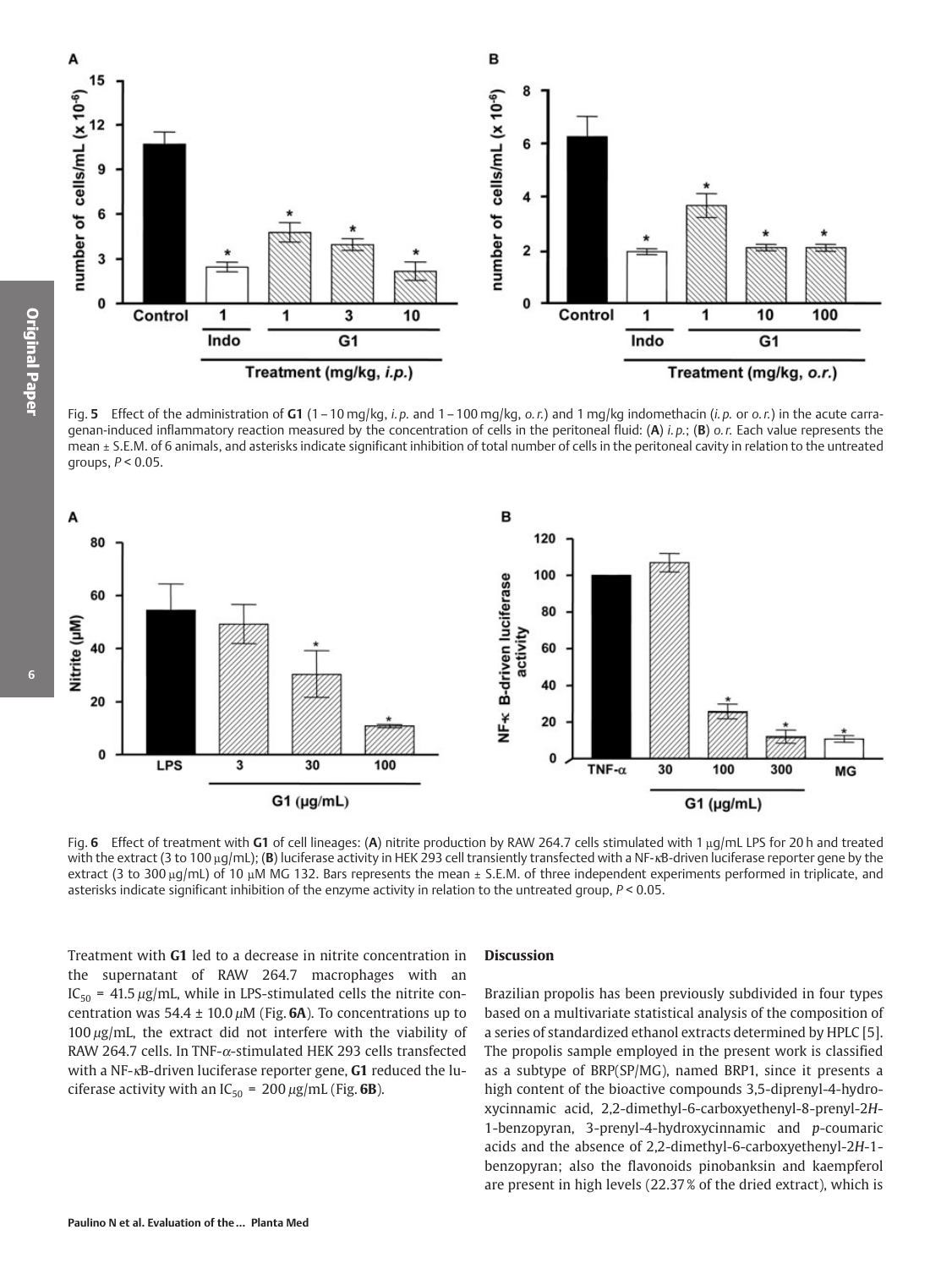Fig. 5 Effect of the administration of **G1** (1 – 10 mg/kg, *i.p.* and 1 – 100 mg/kg, *o.r.*) and 1 mg/kg indomethacin (*i.p.* or *o.r.*) in the acute carrageenan-induced inflammatory reaction measured by the concentration of cells in the peritoneal fluid: (**A**) *i.p.*; (**B**) *o.r.* Each value represents the mean ± S.E.M. of 6 animals, and asterisks indicate significant inhibition of total number of cells in the peritoneal cavity in relation to the untreated groups, $P < 0.05$.

Fig. 6 Effect of treatment with **G1** of cell lineages: (**A**) nitrite production by RAW 264.7 cells stimulated with 1 µg/mL LPS for 20 h and treated with the extract (3 to 100 µg/mL); (**B**) luciferase activity in HEK 293 cell transiently transfected with a NF-κB-driven luciferase reporter gene by the extract (3 to 300 µg/mL) of 10 µM MG 132. Bars represents the mean ± S.E.M. of three independent experiments performed in triplicate, and asterisks indicate significant inhibition of the enzyme activity in relation to the untreated group, $P < 0.05$.

Treatment with **G1** led to a decrease in nitrite concentration in the supernatant of RAW 264.7 macrophages with an $IC_{50}$ = 41.5 µg/mL, while in LPS-stimulated cells the nitrite concentration was 54.4 ± 10.0 µM (Fig. **6A**). To concentrations up to 100 µg/mL, the extract did not interfere with the viability of RAW 264.7 cells. In TNF-α-stimulated HEK 293 cells transfected with a NF-κB-driven luciferase reporter gene, **G1** reduced the luciferase activity with an $IC_{50}$ = 200 µg/mL (Fig. **6B**).

## Discussion

Brazilian propolis has been previously subdivided in four types based on a multivariate statistical analysis of the composition of a series of standardized ethanol extracts determined by HPLC [5]. The propolis sample employed in the present work is classified as a subtype of BRP(SP/MG), named BRP1, since it presents a high content of the bioactive compounds 3,5-diprenyl-4-hydroxycinnamic acid, 2,2-dimethyl-6-carboxyethenyl-8-prenyl-2*H*-1-benzopyran, 3-prenyl-4-hydroxycinnamic and *p*-coumaric acids and the absence of 2,2-dimethyl-6-carboxyethenyl-2*H*-1-benzopyran; also the flavonoids pinobanksin and kaempferol are present in high levels (22.37 % of the dried extract), which is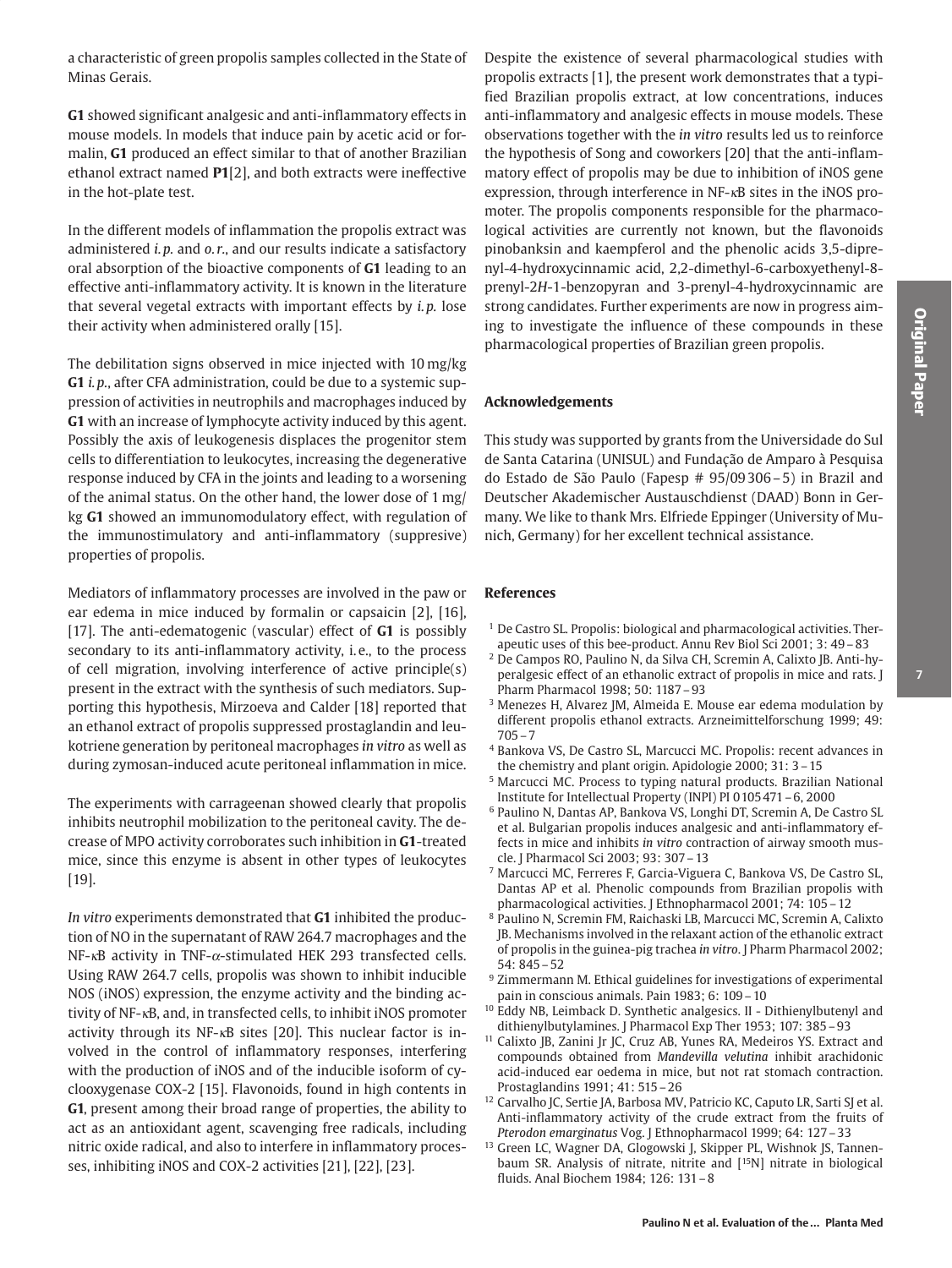a characteristic of green propolis samples collected in the State of Minas Gerais.

**G1** showed significant analgesic and anti-inflammatory effects in mouse models. In models that induce pain by acetic acid or formalin, **G1** produced an effect similar to that of another Brazilian ethanol extract named **P1**[2], and both extracts were ineffective in the hot-plate test.

In the different models of inflammation the propolis extract was administered *i.p.* and *o.r.*, and our results indicate a satisfactory oral absorption of the bioactive components of **G1** leading to an effective anti-inflammatory activity. It is known in the literature that several vegetal extracts with important effects by *i.p.* lose their activity when administered orally [15].

The debilitation signs observed in mice injected with 10 mg/kg **G1** *i.p.*, after CFA administration, could be due to a systemic suppression of activities in neutrophils and macrophages induced by **G1** with an increase of lymphocyte activity induced by this agent. Possibly the axis of leukogenesis displaces the progenitor stem cells to differentiation to leukocytes, increasing the degenerative response induced by CFA in the joints and leading to a worsening of the animal status. On the other hand, the lower dose of 1 mg/kg **G1** showed an immunomodulatory effect, with regulation of the immunostimulatory and anti-inflammatory (suppresive) properties of propolis.

Mediators of inflammatory processes are involved in the paw or ear edema in mice induced by formalin or capsaicin [2], [16], [17]. The anti-edematogenic (vascular) effect of **G1** is possibly secondary to its anti-inflammatory activity, i.e., to the process of cell migration, involving interference of active principle(s) present in the extract with the synthesis of such mediators. Supporting this hypothesis, Mirzoeva and Calder [18] reported that an ethanol extract of propolis suppressed prostaglandin and leukotriene generation by peritoneal macrophages *in vitro* as well as during zymosan-induced acute peritoneal inflammation in mice.

The experiments with carrageenan showed clearly that propolis inhibits neutrophil mobilization to the peritoneal cavity. The decrease of MPO activity corroborates such inhibition in **G1**-treated mice, since this enzyme is absent in other types of leukocytes [19].

*In vitro* experiments demonstrated that **G1** inhibited the production of NO in the supernatant of RAW 264.7 macrophages and the NF-κB activity in TNF-α-stimulated HEK 293 transfected cells. Using RAW 264.7 cells, propolis was shown to inhibit inducible NOS (iNOS) expression, the enzyme activity and the binding activity of NF-κB, and, in transfected cells, to inhibit iNOS promoter activity through its NF-κB sites [20]. This nuclear factor is involved in the control of inflammatory responses, interfering with the production of iNOS and of the inducible isoform of cyclooxygenase COX-2 [15]. Flavonoids, found in high contents in **G1**, present among their broad range of properties, the ability to act as an antioxidant agent, scavenging free radicals, including nitric oxide radical, and also to interfere in inflammatory processes, inhibiting iNOS and COX-2 activities [21], [22], [23].

Despite the existence of several pharmacological studies with propolis extracts [1], the present work demonstrates that a typified Brazilian propolis extract, at low concentrations, induces anti-inflammatory and analgesic effects in mouse models. These observations together with the *in vitro* results led us to reinforce the hypothesis of Song and coworkers [20] that the anti-inflammatory effect of propolis may be due to inhibition of iNOS gene expression, through interference in NF-κB sites in the iNOS promoter. The propolis components responsible for the pharmacological activities are currently not known, but the flavonoids pinobanksin and kaempferol and the phenolic acids 3,5-diprenyl-4-hydroxycinnamic acid, 2,2-dimethyl-6-carboxyethenyl-8-prenyl-2*H*-1-benzopyran and 3-prenyl-4-hydroxycinnamic are strong candidates. Further experiments are now in progress aiming to investigate the influence of these compounds in these pharmacological properties of Brazilian green propolis.

## Acknowledgements

This study was supported by grants from the Universidade do Sul de Santa Catarina (UNISUL) and Fundação de Amparo à Pesquisa do Estado de São Paulo (Fapesp # 95/09306 – 5) in Brazil and Deutscher Akademischer Austauschdienst (DAAD) Bonn in Germany. We like to thank Mrs. Elfriede Eppinger (University of Munich, Germany) for her excellent technical assistance.

## References

1. De Castro SL. Propolis: biological and pharmacological activities. Therapeutic uses of this bee-product. Annu Rev Biol Sci 2001; 3: 49 – 83
2. De Campos RO, Paulino N, da Silva CH, Scremin A, Calixto JB. Anti-hyperalgesic effect of an ethanolic extract of propolis in mice and rats. J Pharm Pharmacol 1998; 50: 1187 – 93
3. Menezes H, Alvarez JM, Almeida E. Mouse ear edema modulation by different propolis ethanol extracts. Arzneimittelforschung 1999; 49: 705 – 7
4. Bankova VS, De Castro SL, Marcucci MC. Propolis: recent advances in the chemistry and plant origin. Apidologie 2000; 31: 3 – 15
5. Marcucci MC. Process to typing natural products. Brazilian National Institute for Intellectual Property (INPI) PI 0105471 – 6, 2000
6. Paulino N, Dantas AP, Bankova VS, Longhi DT, Scremin A, De Castro SL et al. Bulgarian propolis induces analgesic and anti-inflammatory effects in mice and inhibits *in vitro* contraction of airway smooth muscle. J Pharmacol Sci 2003; 93: 307 – 13
7. Marcucci MC, Ferreres F, Garcia-Viguera C, Bankova VS, De Castro SL, Dantas AP et al. Phenolic compounds from Brazilian propolis with pharmacological activities. J Ethnopharmacol 2001; 74: 105 – 12
8. Paulino N, Scremin FM, Raichaski LB, Marcucci MC, Scremin A, Calixto JB. Mechanisms involved in the relaxant action of the ethanolic extract of propolis in the guinea-pig trachea *in vitro*. J Pharm Pharmacol 2002; 54: 845 – 52
9. Zimmermann M. Ethical guidelines for investigations of experimental pain in conscious animals. Pain 1983; 6: 109 – 10
10. Eddy NB, Leimback D. Synthetic analgesics. II - Dithienylbutenyl and dithienylbutylamines. J Pharmacol Exp Ther 1953; 107: 385 – 93
11. Calixto JB, Zanini Jr JC, Cruz AB, Yunes RA, Medeiros YS. Extract and compounds obtained from *Mandevilla velutina* inhibit arachidonic acid-induced ear oedema in mice, but not rat stomach contraction. Prostaglandins 1991; 41: 515 – 26
12. Carvalho JC, Sertie JA, Barbosa MV, Patricio KC, Caputo LR, Sarti SJ et al. Anti-inflammatory activity of the crude extract from the fruits of *Pterodon emarginatus* Vog. J Ethnopharmacol 1999; 64: 127 – 33
13. Green LC, Wagner DA, Glogowski J, Skipper PL, Wishnok JS, Tannenbaum SR. Analysis of nitrate, nitrite and [$^{15}$N] nitrate in biological fluids. Anal Biochem 1984; 126: 131 – 8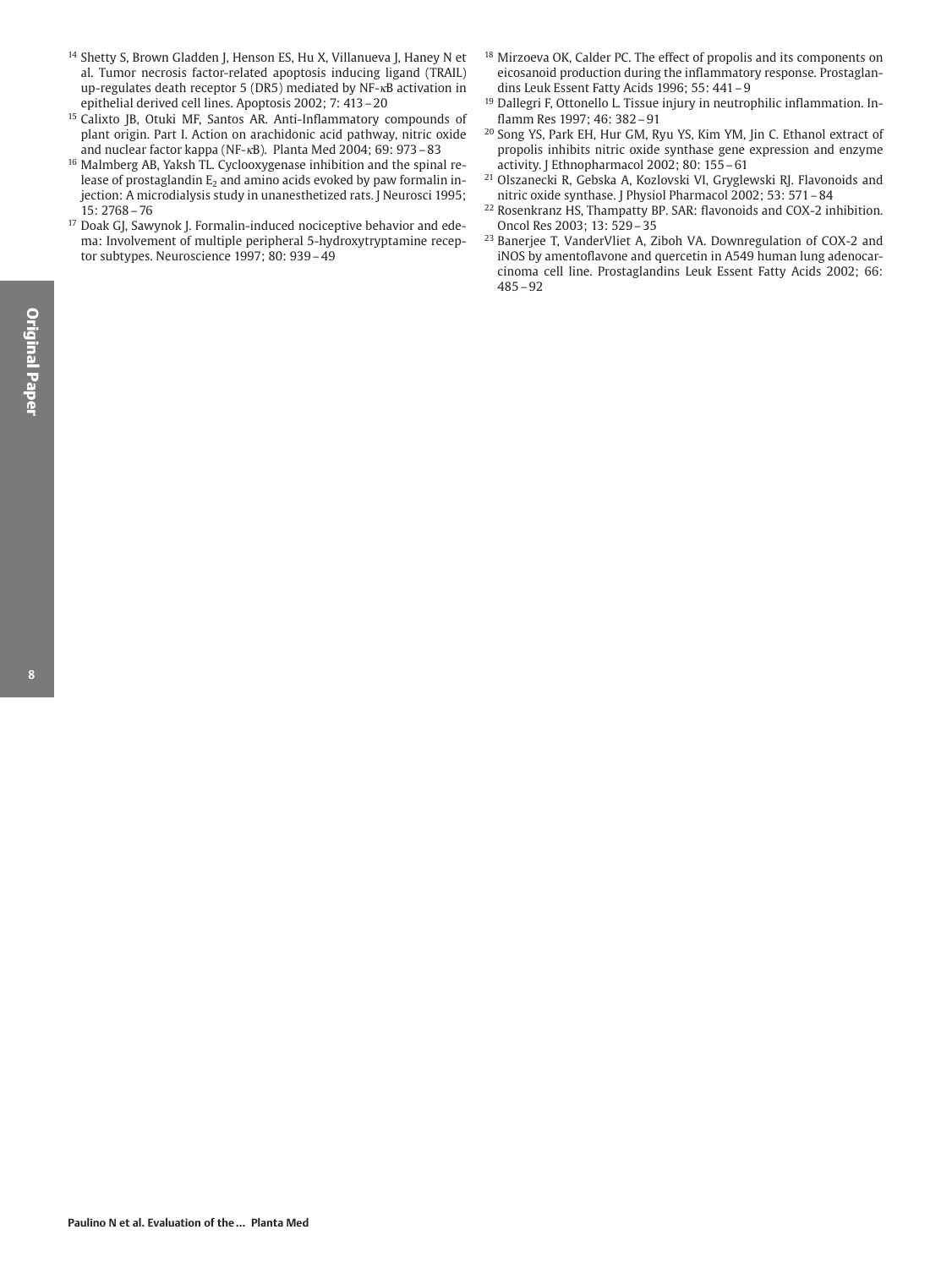[14] Shetty S, Brown Gladden J, Henson ES, Hu X, Villanueva J, Haney N et al. Tumor necrosis factor-related apoptosis inducing ligand (TRAIL) up-regulates death receptor 5 (DR5) mediated by NF-κB activation in epithelial derived cell lines. Apoptosis 2002; 7: 413 – 20

[15] Calixto JB, Otuki MF, Santos AR. Anti-Inflammatory compounds of plant origin. Part I. Action on arachidonic acid pathway, nitric oxide and nuclear factor kappa (NF-κB). Planta Med 2004; 69: 973 – 83

[16] Malmberg AB, Yaksh TL. Cyclooxygenase inhibition and the spinal release of prostaglandin $E_2$ and amino acids evoked by paw formalin injection: A microdialysis study in unanesthetized rats. J Neurosci 1995; 15: 2768 – 76

[17] Doak GJ, Sawynok J. Formalin-induced nociceptive behavior and edema: Involvement of multiple peripheral 5-hydroxytryptamine receptor subtypes. Neuroscience 1997; 80: 939 – 49

[18] Mirzoeva OK, Calder PC. The effect of propolis and its components on eicosanoid production during the inflammatory response. Prostaglandins Leuk Essent Fatty Acids 1996; 55: 441 – 9

[19] Dallegri F, Ottonello L. Tissue injury in neutrophilic inflammation. Inflamm Res 1997; 46: 382 – 91

[20] Song YS, Park EH, Hur GM, Ryu YS, Kim YM, Jin C. Ethanol extract of propolis inhibits nitric oxide synthase gene expression and enzyme activity. J Ethnopharmacol 2002; 80: 155 – 61

[21] Olszanecki R, Gebska A, Kozlovski VI, Gryglewski RJ. Flavonoids and nitric oxide synthase. J Physiol Pharmacol 2002; 53: 571 – 84

[22] Rosenkranz HS, Thampatty BP. SAR: flavonoids and COX-2 inhibition. Oncol Res 2003; 13: 529 – 35

[23] Banerjee T, VanderVliet A, Ziboh VA. Downregulation of COX-2 and iNOS by amentoflavone and quercetin in A549 human lung adenocarcinoma cell line. Prostaglandins Leuk Essent Fatty Acids 2002; 66: 485 – 92